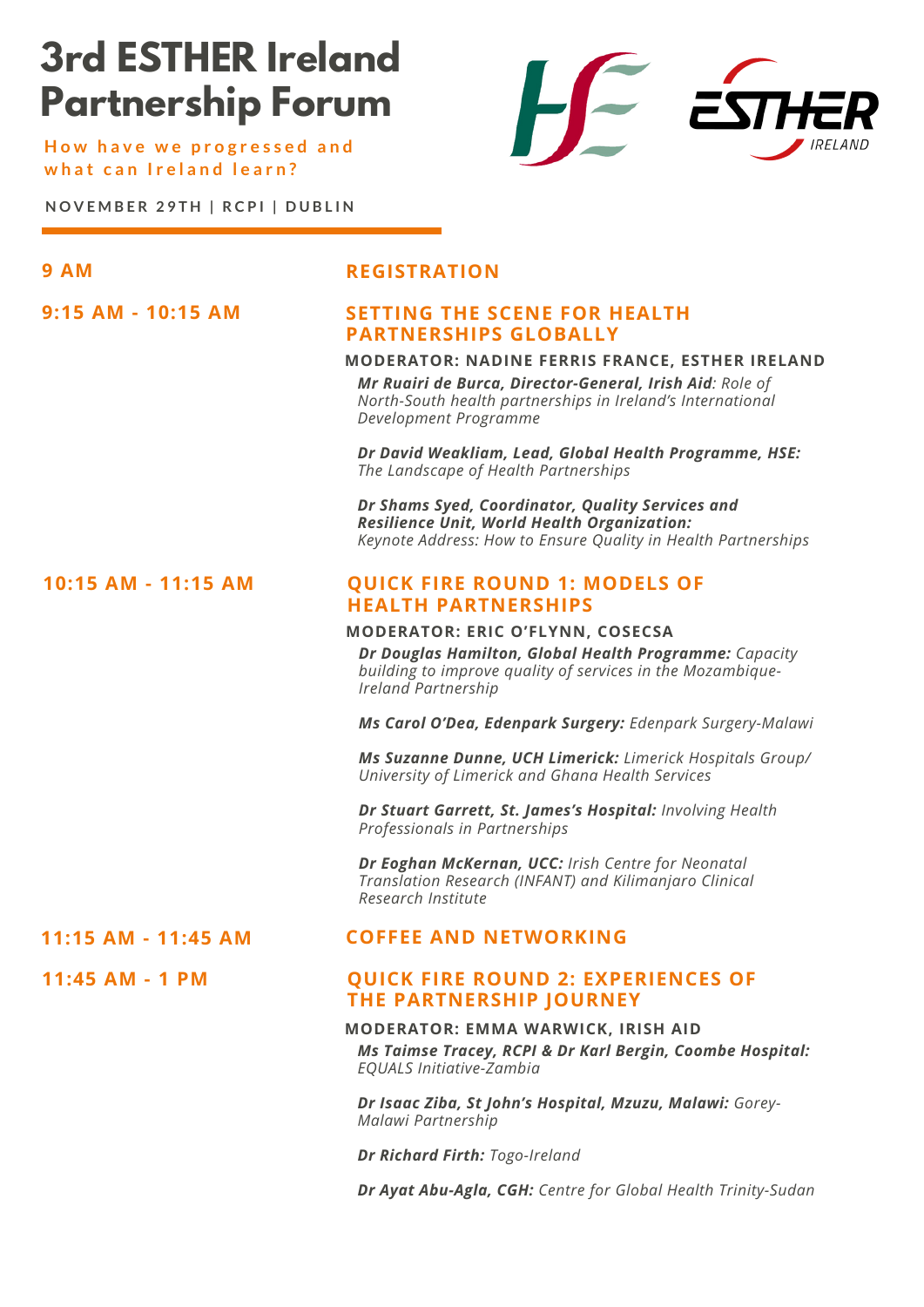# 3rd ESTHER Ireland Partnership Forum

**How have we progressed and what can Ireland learn?**

**NOVEMBER 29TH | RCPI | DUBLIN**

**9 AM** — **REGISTRATION**

**9:15 AM - 10:15 AM** — **SETTING THE SCENE FOR HEALTH PARTNERSHIPS GLOBALLY**

**MODERATOR: NADINE FERRIS FRANCE, ESTHER IRELAND**

***Mr Ruairi de Burca, Director-General, Irish Aid****: Role of North-South health partnerships in Ireland's International Development Programme*

***Dr David Weakliam, Lead, Global Health Programme, HSE:*** *The Landscape of Health Partnerships*

***Dr Shams Syed, Coordinator, Quality Services and Resilience Unit, World Health Organization:*** *Keynote Address: How to Ensure Quality in Health Partnerships*

**10:15 AM - 11:15 AM** — **QUICK FIRE ROUND 1: MODELS OF HEALTH PARTNERSHIPS**

**MODERATOR: ERIC O'FLYNN, COSECSA**

***Dr Douglas Hamilton, Global Health Programme:*** *Capacity building to improve quality of services in the Mozambique-Ireland Partnership*

***Ms Carol O'Dea, Edenpark Surgery:*** *Edenpark Surgery-Malawi*

***Ms Suzanne Dunne, UCH Limerick:*** *Limerick Hospitals Group/ University of Limerick and Ghana Health Services*

***Dr Stuart Garrett, St. James's Hospital:*** *Involving Health Professionals in Partnerships*

***Dr Eoghan McKernan, UCC:*** *Irish Centre for Neonatal Translation Research (INFANT) and Kilimanjaro Clinical Research Institute*

**11:15 AM - 11:45 AM** — **COFFEE AND NETWORKING**

**11:45 AM - 1 PM** — **QUICK FIRE ROUND 2: EXPERIENCES OF THE PARTNERSHIP JOURNEY**

**MODERATOR: EMMA WARWICK, IRISH AID**

***Ms Taimse Tracey, RCPI & Dr Karl Bergin, Coombe Hospital:*** *EQUALS Initiative-Zambia*

***Dr Isaac Ziba, St John's Hospital, Mzuzu, Malawi:*** *Gorey-Malawi Partnership*

***Dr Richard Firth:*** *Togo-Ireland*

***Dr Ayat Abu-Agla, CGH:*** *Centre for Global Health Trinity-Sudan*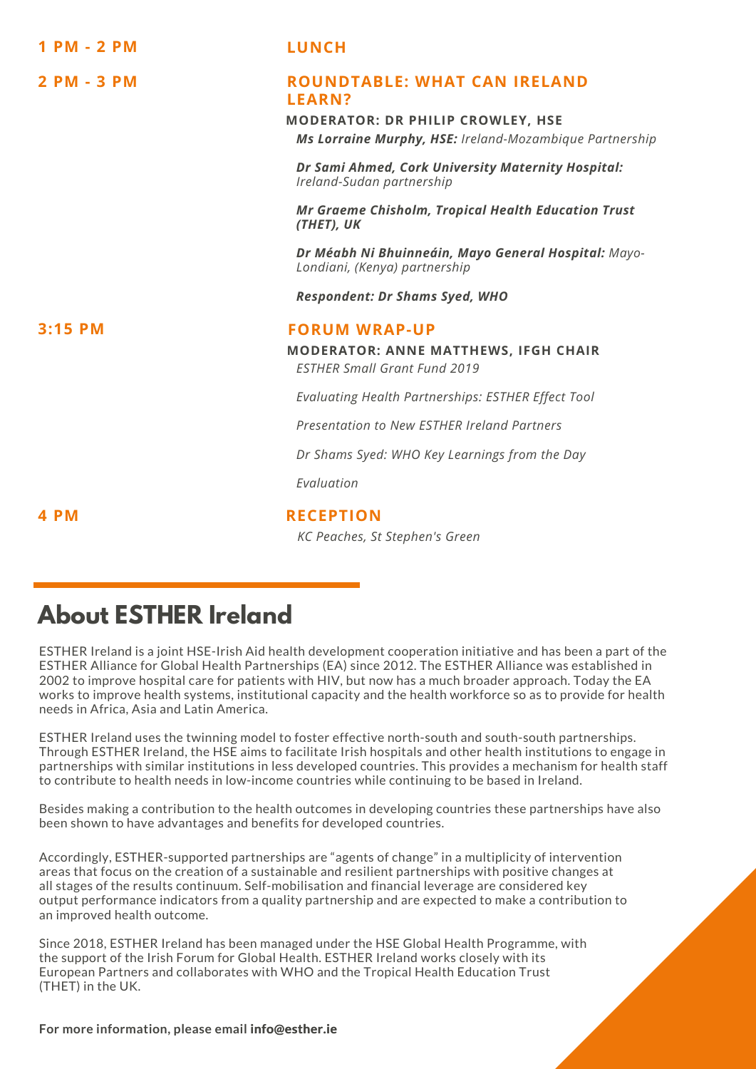**1 PM - 2 PM** — **LUNCH**

**2 PM - 3 PM** — **ROUNDTABLE: WHAT CAN IRELAND LEARN?**

**MODERATOR: DR PHILIP CROWLEY, HSE**

***Ms Lorraine Murphy, HSE:*** *Ireland-Mozambique Partnership*

***Dr Sami Ahmed, Cork University Maternity Hospital:*** *Ireland-Sudan partnership*

***Mr Graeme Chisholm, Tropical Health Education Trust (THET), UK***

***Dr Méabh Ni Bhuinneáin, Mayo General Hospital:*** *Mayo-Londiani, (Kenya) partnership*

***Respondent: Dr Shams Syed, WHO***

**3:15 PM** — **FORUM WRAP-UP**

**MODERATOR: ANNE MATTHEWS, IFGH CHAIR**

*ESTHER Small Grant Fund 2019*

*Evaluating Health Partnerships: ESTHER Effect Tool*

*Presentation to New ESTHER Ireland Partners*

*Dr Shams Syed: WHO Key Learnings from the Day*

*Evaluation*

**4 PM** — **RECEPTION**

*KC Peaches, St Stephen's Green*

# About ESTHER Ireland

ESTHER Ireland is a joint HSE-Irish Aid health development cooperation initiative and has been a part of the ESTHER Alliance for Global Health Partnerships (EA) since 2012. The ESTHER Alliance was established in 2002 to improve hospital care for patients with HIV, but now has a much broader approach. Today the EA works to improve health systems, institutional capacity and the health workforce so as to provide for health needs in Africa, Asia and Latin America.

ESTHER Ireland uses the twinning model to foster effective north-south and south-south partnerships. Through ESTHER Ireland, the HSE aims to facilitate Irish hospitals and other health institutions to engage in partnerships with similar institutions in less developed countries. This provides a mechanism for health staff to contribute to health needs in low-income countries while continuing to be based in Ireland.

Besides making a contribution to the health outcomes in developing countries these partnerships have also been shown to have advantages and benefits for developed countries.

Accordingly, ESTHER-supported partnerships are "agents of change" in a multiplicity of intervention areas that focus on the creation of a sustainable and resilient partnerships with positive changes at all stages of the results continuum. Self-mobilisation and financial leverage are considered key output performance indicators from a quality partnership and are expected to make a contribution to an improved health outcome.

Since 2018, ESTHER Ireland has been managed under the HSE Global Health Programme, with the support of the Irish Forum for Global Health. ESTHER Ireland works closely with its European Partners and collaborates with WHO and the Tropical Health Education Trust (THET) in the UK.

**For more information, please email info@esther.ie**